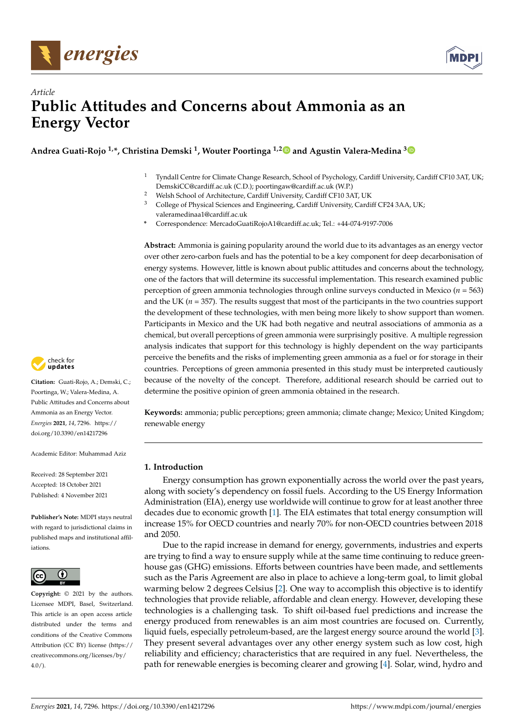*Article*

# Public Attitudes and Concerns about Ammonia as an Energy Vector

**Andrea Guati-Rojo [1,*], Christina Demski [1], Wouter Poortinga [1,2] and Agustin Valera-Medina [3]**

[1] Tyndall Centre for Climate Change Research, School of Psychology, Cardiff University, Cardiff CF10 3AT, UK; DemskiCC@cardiff.ac.uk (C.D.); poortingaw@cardiff.ac.uk (W.P.)
[2] Welsh School of Architecture, Cardiff University, Cardiff CF10 3AT, UK
[3] College of Physical Sciences and Engineering, Cardiff University, Cardiff CF24 3AA, UK; valeramedinaa1@cardiff.ac.uk
[*] Correspondence: MercadoGuatiRojoA1@cardiff.ac.uk; Tel.: +44-074-9197-7006

**Abstract:** Ammonia is gaining popularity around the world due to its advantages as an energy vector over other zero-carbon fuels and has the potential to be a key component for deep decarbonisation of energy systems. However, little is known about public attitudes and concerns about the technology, one of the factors that will determine its successful implementation. This research examined public perception of green ammonia technologies through online surveys conducted in Mexico ($n$ = 563) and the UK ($n$ = 357). The results suggest that most of the participants in the two countries support the development of these technologies, with men being more likely to show support than women. Participants in Mexico and the UK had both negative and neutral associations of ammonia as a chemical, but overall perceptions of green ammonia were surprisingly positive. A multiple regression analysis indicates that support for this technology is highly dependent on the way participants perceive the benefits and the risks of implementing green ammonia as a fuel or for storage in their countries. Perceptions of green ammonia presented in this study must be interpreted cautiously because of the novelty of the concept. Therefore, additional research should be carried out to determine the positive opinion of green ammonia obtained in the research.

**Keywords:** ammonia; public perceptions; green ammonia; climate change; Mexico; United Kingdom; renewable energy

**Citation:** Guati-Rojo, A.; Demski, C.; Poortinga, W.; Valera-Medina, A. Public Attitudes and Concerns about Ammonia as an Energy Vector. *Energies* **2021**, *14*, 7296. https://doi.org/10.3390/en14217296

Academic Editor: Muhammad Aziz

Received: 28 September 2021
Accepted: 18 October 2021
Published: 4 November 2021

**Publisher's Note:** MDPI stays neutral with regard to jurisdictional claims in published maps and institutional affiliations.

**Copyright:** © 2021 by the authors. Licensee MDPI, Basel, Switzerland. This article is an open access article distributed under the terms and conditions of the Creative Commons Attribution (CC BY) license (https://creativecommons.org/licenses/by/4.0/).

## 1. Introduction

Energy consumption has grown exponentially across the world over the past years, along with society's dependency on fossil fuels. According to the US Energy Information Administration (EIA), energy use worldwide will continue to grow for at least another three decades due to economic growth [1]. The EIA estimates that total energy consumption will increase 15% for OECD countries and nearly 70% for non-OECD countries between 2018 and 2050.

Due to the rapid increase in demand for energy, governments, industries and experts are trying to find a way to ensure supply while at the same time continuing to reduce greenhouse gas (GHG) emissions. Efforts between countries have been made, and settlements such as the Paris Agreement are also in place to achieve a long-term goal, to limit global warming below 2 degrees Celsius [2]. One way to accomplish this objective is to identify technologies that provide reliable, affordable and clean energy. However, developing these technologies is a challenging task. To shift oil-based fuel predictions and increase the energy produced from renewables is an aim most countries are focused on. Currently, liquid fuels, especially petroleum-based, are the largest energy source around the world [3]. They present several advantages over any other energy system such as low cost, high reliability and efficiency; characteristics that are required in any fuel. Nevertheless, the path for renewable energies is becoming clearer and growing [4]. Solar, wind, hydro and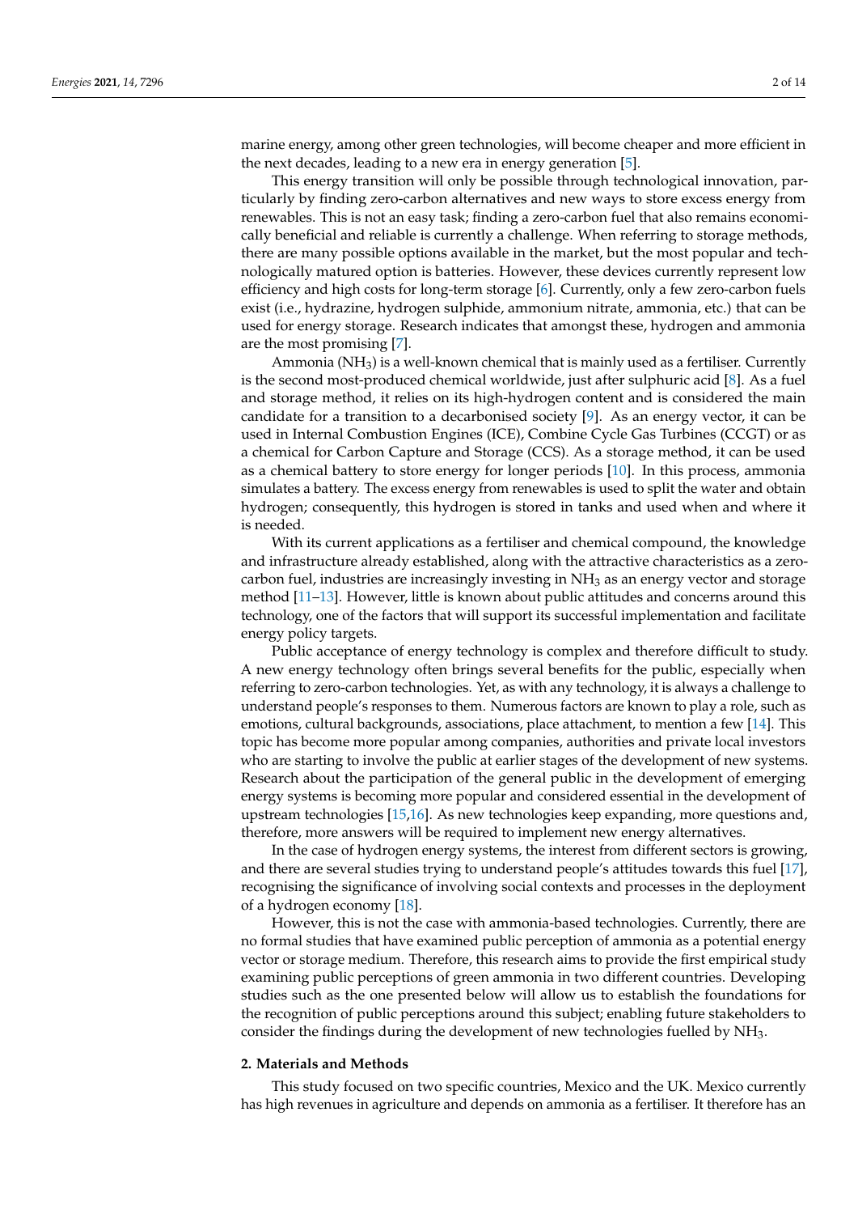marine energy, among other green technologies, will become cheaper and more efficient in the next decades, leading to a new era in energy generation [5].

This energy transition will only be possible through technological innovation, particularly by finding zero-carbon alternatives and new ways to store excess energy from renewables. This is not an easy task; finding a zero-carbon fuel that also remains economically beneficial and reliable is currently a challenge. When referring to storage methods, there are many possible options available in the market, but the most popular and technologically matured option is batteries. However, these devices currently represent low efficiency and high costs for long-term storage [6]. Currently, only a few zero-carbon fuels exist (i.e., hydrazine, hydrogen sulphide, ammonium nitrate, ammonia, etc.) that can be used for energy storage. Research indicates that amongst these, hydrogen and ammonia are the most promising [7].

Ammonia ($NH_3$) is a well-known chemical that is mainly used as a fertiliser. Currently is the second most-produced chemical worldwide, just after sulphuric acid [8]. As a fuel and storage method, it relies on its high-hydrogen content and is considered the main candidate for a transition to a decarbonised society [9]. As an energy vector, it can be used in Internal Combustion Engines (ICE), Combine Cycle Gas Turbines (CCGT) or as a chemical for Carbon Capture and Storage (CCS). As a storage method, it can be used as a chemical battery to store energy for longer periods [10]. In this process, ammonia simulates a battery. The excess energy from renewables is used to split the water and obtain hydrogen; consequently, this hydrogen is stored in tanks and used when and where it is needed.

With its current applications as a fertiliser and chemical compound, the knowledge and infrastructure already established, along with the attractive characteristics as a zero-carbon fuel, industries are increasingly investing in $NH_3$ as an energy vector and storage method [11–13]. However, little is known about public attitudes and concerns around this technology, one of the factors that will support its successful implementation and facilitate energy policy targets.

Public acceptance of energy technology is complex and therefore difficult to study. A new energy technology often brings several benefits for the public, especially when referring to zero-carbon technologies. Yet, as with any technology, it is always a challenge to understand people's responses to them. Numerous factors are known to play a role, such as emotions, cultural backgrounds, associations, place attachment, to mention a few [14]. This topic has become more popular among companies, authorities and private local investors who are starting to involve the public at earlier stages of the development of new systems. Research about the participation of the general public in the development of emerging energy systems is becoming more popular and considered essential in the development of upstream technologies [15,16]. As new technologies keep expanding, more questions and, therefore, more answers will be required to implement new energy alternatives.

In the case of hydrogen energy systems, the interest from different sectors is growing, and there are several studies trying to understand people's attitudes towards this fuel [17], recognising the significance of involving social contexts and processes in the deployment of a hydrogen economy [18].

However, this is not the case with ammonia-based technologies. Currently, there are no formal studies that have examined public perception of ammonia as a potential energy vector or storage medium. Therefore, this research aims to provide the first empirical study examining public perceptions of green ammonia in two different countries. Developing studies such as the one presented below will allow us to establish the foundations for the recognition of public perceptions around this subject; enabling future stakeholders to consider the findings during the development of new technologies fuelled by $NH_3$.

## 2. Materials and Methods

This study focused on two specific countries, Mexico and the UK. Mexico currently has high revenues in agriculture and depends on ammonia as a fertiliser. It therefore has an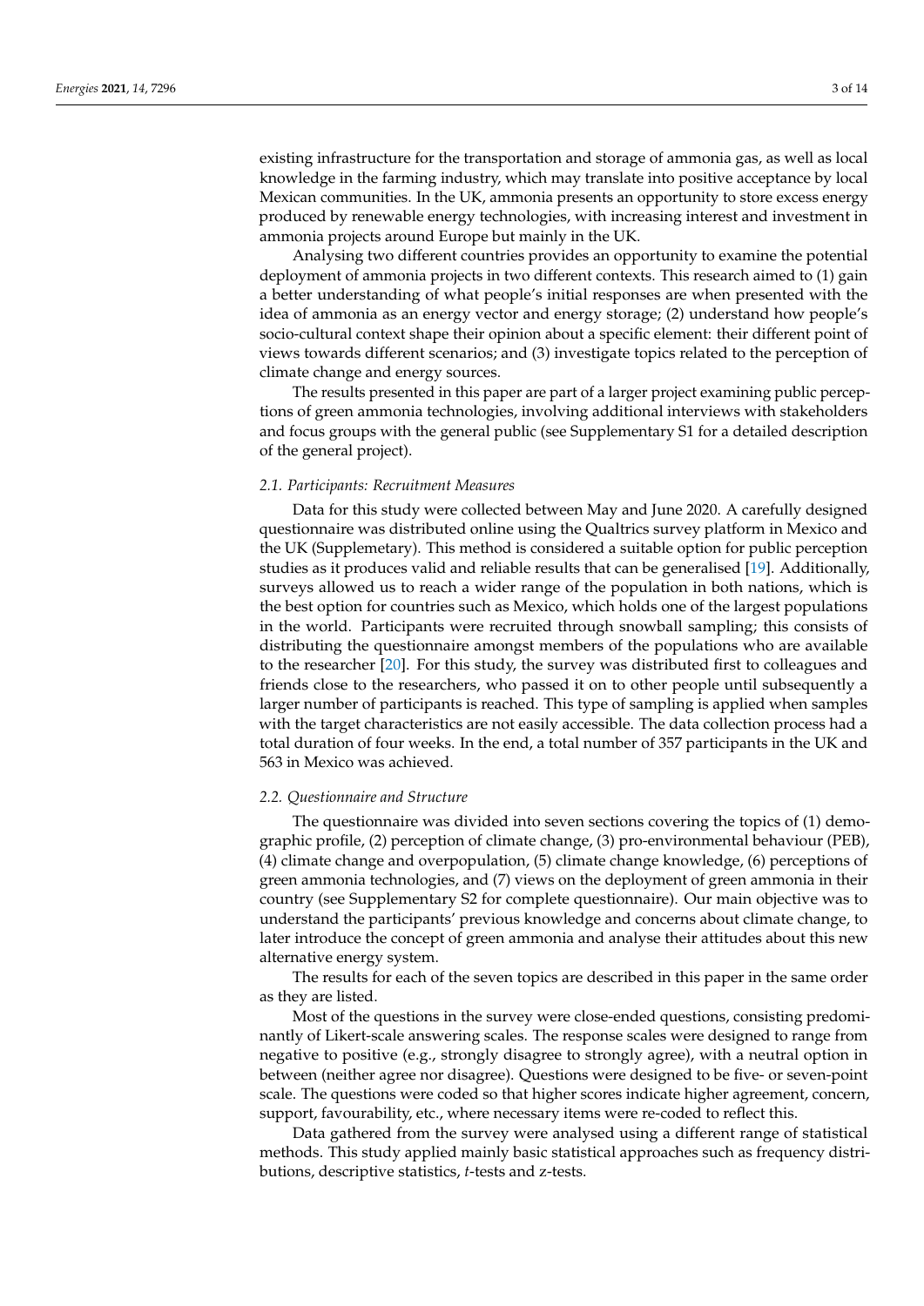existing infrastructure for the transportation and storage of ammonia gas, as well as local knowledge in the farming industry, which may translate into positive acceptance by local Mexican communities. In the UK, ammonia presents an opportunity to store excess energy produced by renewable energy technologies, with increasing interest and investment in ammonia projects around Europe but mainly in the UK.

Analysing two different countries provides an opportunity to examine the potential deployment of ammonia projects in two different contexts. This research aimed to (1) gain a better understanding of what people's initial responses are when presented with the idea of ammonia as an energy vector and energy storage; (2) understand how people's socio-cultural context shape their opinion about a specific element: their different point of views towards different scenarios; and (3) investigate topics related to the perception of climate change and energy sources.

The results presented in this paper are part of a larger project examining public perceptions of green ammonia technologies, involving additional interviews with stakeholders and focus groups with the general public (see Supplementary S1 for a detailed description of the general project).

### *2.1. Participants: Recruitment Measures*

Data for this study were collected between May and June 2020. A carefully designed questionnaire was distributed online using the Qualtrics survey platform in Mexico and the UK (Supplemetary). This method is considered a suitable option for public perception studies as it produces valid and reliable results that can be generalised [19]. Additionally, surveys allowed us to reach a wider range of the population in both nations, which is the best option for countries such as Mexico, which holds one of the largest populations in the world. Participants were recruited through snowball sampling; this consists of distributing the questionnaire amongst members of the populations who are available to the researcher [20]. For this study, the survey was distributed first to colleagues and friends close to the researchers, who passed it on to other people until subsequently a larger number of participants is reached. This type of sampling is applied when samples with the target characteristics are not easily accessible. The data collection process had a total duration of four weeks. In the end, a total number of 357 participants in the UK and 563 in Mexico was achieved.

### *2.2. Questionnaire and Structure*

The questionnaire was divided into seven sections covering the topics of (1) demographic profile, (2) perception of climate change, (3) pro-environmental behaviour (PEB), (4) climate change and overpopulation, (5) climate change knowledge, (6) perceptions of green ammonia technologies, and (7) views on the deployment of green ammonia in their country (see Supplementary S2 for complete questionnaire). Our main objective was to understand the participants' previous knowledge and concerns about climate change, to later introduce the concept of green ammonia and analyse their attitudes about this new alternative energy system.

The results for each of the seven topics are described in this paper in the same order as they are listed.

Most of the questions in the survey were close-ended questions, consisting predominantly of Likert-scale answering scales. The response scales were designed to range from negative to positive (e.g., strongly disagree to strongly agree), with a neutral option in between (neither agree nor disagree). Questions were designed to be five- or seven-point scale. The questions were coded so that higher scores indicate higher agreement, concern, support, favourability, etc., where necessary items were re-coded to reflect this.

Data gathered from the survey were analysed using a different range of statistical methods. This study applied mainly basic statistical approaches such as frequency distributions, descriptive statistics, *t*-tests and z-tests.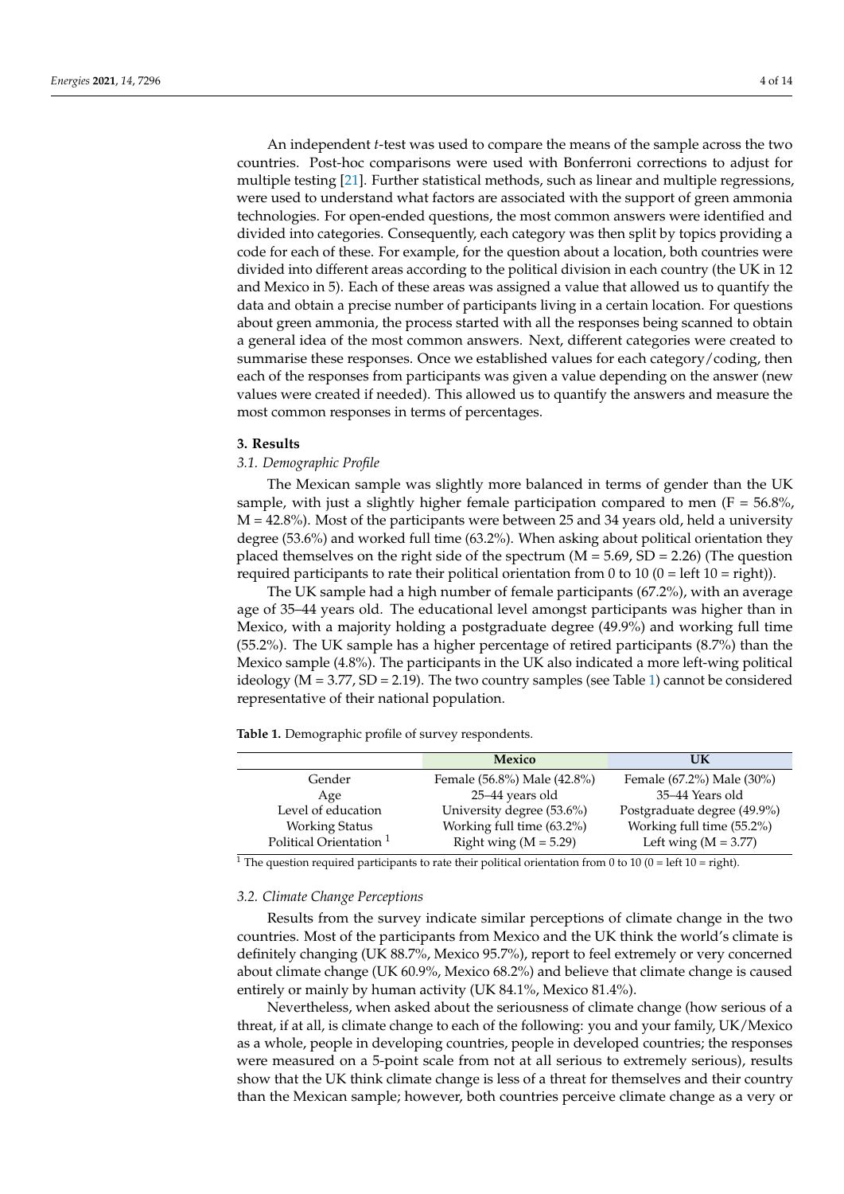An independent *t*-test was used to compare the means of the sample across the two countries. Post-hoc comparisons were used with Bonferroni corrections to adjust for multiple testing [21]. Further statistical methods, such as linear and multiple regressions, were used to understand what factors are associated with the support of green ammonia technologies. For open-ended questions, the most common answers were identified and divided into categories. Consequently, each category was then split by topics providing a code for each of these. For example, for the question about a location, both countries were divided into different areas according to the political division in each country (the UK in 12 and Mexico in 5). Each of these areas was assigned a value that allowed us to quantify the data and obtain a precise number of participants living in a certain location. For questions about green ammonia, the process started with all the responses being scanned to obtain a general idea of the most common answers. Next, different categories were created to summarise these responses. Once we established values for each category/coding, then each of the responses from participants was given a value depending on the answer (new values were created if needed). This allowed us to quantify the answers and measure the most common responses in terms of percentages.

## 3. Results

### *3.1. Demographic Profile*

The Mexican sample was slightly more balanced in terms of gender than the UK sample, with just a slightly higher female participation compared to men (F = 56.8%, M = 42.8%). Most of the participants were between 25 and 34 years old, held a university degree (53.6%) and worked full time (63.2%). When asking about political orientation they placed themselves on the right side of the spectrum (M = 5.69, SD = 2.26) (The question required participants to rate their political orientation from 0 to 10 (0 = left 10 = right)).

The UK sample had a high number of female participants (67.2%), with an average age of 35–44 years old. The educational level amongst participants was higher than in Mexico, with a majority holding a postgraduate degree (49.9%) and working full time (55.2%). The UK sample has a higher percentage of retired participants (8.7%) than the Mexico sample (4.8%). The participants in the UK also indicated a more left-wing political ideology (M = 3.77, SD = 2.19). The two country samples (see Table 1) cannot be considered representative of their national population.

**Table 1.** Demographic profile of survey respondents.

| | Mexico | UK |
|---|---|---|
| Gender | Female (56.8%) Male (42.8%) | Female (67.2%) Male (30%) |
| Age | 25–44 years old | 35–44 Years old |
| Level of education | University degree (53.6%) | Postgraduate degree (49.9%) |
| Working Status | Working full time (63.2%) | Working full time (55.2%) |
| Political Orientation [1] | Right wing (M = 5.29) | Left wing (M = 3.77) |

[1] The question required participants to rate their political orientation from 0 to 10 (0 = left 10 = right).

### *3.2. Climate Change Perceptions*

Results from the survey indicate similar perceptions of climate change in the two countries. Most of the participants from Mexico and the UK think the world's climate is definitely changing (UK 88.7%, Mexico 95.7%), report to feel extremely or very concerned about climate change (UK 60.9%, Mexico 68.2%) and believe that climate change is caused entirely or mainly by human activity (UK 84.1%, Mexico 81.4%).

Nevertheless, when asked about the seriousness of climate change (how serious of a threat, if at all, is climate change to each of the following: you and your family, UK/Mexico as a whole, people in developing countries, people in developed countries; the responses were measured on a 5-point scale from not at all serious to extremely serious), results show that the UK think climate change is less of a threat for themselves and their country than the Mexican sample; however, both countries perceive climate change as a very or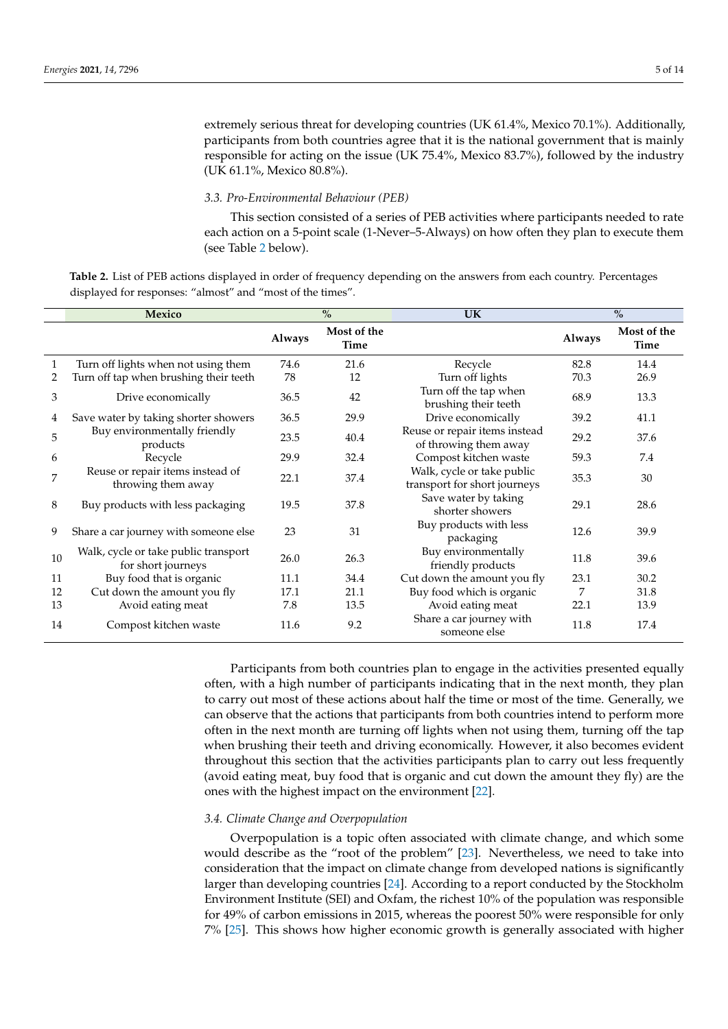extremely serious threat for developing countries (UK 61.4%, Mexico 70.1%). Additionally, participants from both countries agree that it is the national government that is mainly responsible for acting on the issue (UK 75.4%, Mexico 83.7%), followed by the industry (UK 61.1%, Mexico 80.8%).

### 3.3. Pro-Environmental Behaviour (PEB)

This section consisted of a series of PEB activities where participants needed to rate each action on a 5-point scale (1-Never–5-Always) on how often they plan to execute them (see Table 2 below).

**Table 2.** List of PEB actions displayed in order of frequency depending on the answers from each country. Percentages displayed for responses: "almost" and "most of the times".

| | Mexico | % | | UK | % | |
|---|---|---|---|---|---|---|
| | | Always | Most of the Time | | Always | Most of the Time |
| 1 | Turn off lights when not using them | 74.6 | 21.6 | Recycle | 82.8 | 14.4 |
| 2 | Turn off tap when brushing their teeth | 78 | 12 | Turn off lights | 70.3 | 26.9 |
| 3 | Drive economically | 36.5 | 42 | Turn off the tap when brushing their teeth | 68.9 | 13.3 |
| 4 | Save water by taking shorter showers | 36.5 | 29.9 | Drive economically | 39.2 | 41.1 |
| 5 | Buy environmentally friendly products | 23.5 | 40.4 | Reuse or repair items instead of throwing them away | 29.2 | 37.6 |
| 6 | Recycle | 29.9 | 32.4 | Compost kitchen waste | 59.3 | 7.4 |
| 7 | Reuse or repair items instead of throwing them away | 22.1 | 37.4 | Walk, cycle or take public transport for short journeys | 35.3 | 30 |
| 8 | Buy products with less packaging | 19.5 | 37.8 | Save water by taking shorter showers | 29.1 | 28.6 |
| 9 | Share a car journey with someone else | 23 | 31 | Buy products with less packaging | 12.6 | 39.9 |
| 10 | Walk, cycle or take public transport for short journeys | 26.0 | 26.3 | Buy environmentally friendly products | 11.8 | 39.6 |
| 11 | Buy food that is organic | 11.1 | 34.4 | Cut down the amount you fly | 23.1 | 30.2 |
| 12 | Cut down the amount you fly | 17.1 | 21.1 | Buy food which is organic | 7 | 31.8 |
| 13 | Avoid eating meat | 7.8 | 13.5 | Avoid eating meat | 22.1 | 13.9 |
| 14 | Compost kitchen waste | 11.6 | 9.2 | Share a car journey with someone else | 11.8 | 17.4 |

Participants from both countries plan to engage in the activities presented equally often, with a high number of participants indicating that in the next month, they plan to carry out most of these actions about half the time or most of the time. Generally, we can observe that the actions that participants from both countries intend to perform more often in the next month are turning off lights when not using them, turning off the tap when brushing their teeth and driving economically. However, it also becomes evident throughout this section that the activities participants plan to carry out less frequently (avoid eating meat, buy food that is organic and cut down the amount they fly) are the ones with the highest impact on the environment [22].

### 3.4. Climate Change and Overpopulation

Overpopulation is a topic often associated with climate change, and which some would describe as the "root of the problem" [23]. Nevertheless, we need to take into consideration that the impact on climate change from developed nations is significantly larger than developing countries [24]. According to a report conducted by the Stockholm Environment Institute (SEI) and Oxfam, the richest 10% of the population was responsible for 49% of carbon emissions in 2015, whereas the poorest 50% were responsible for only 7% [25]. This shows how higher economic growth is generally associated with higher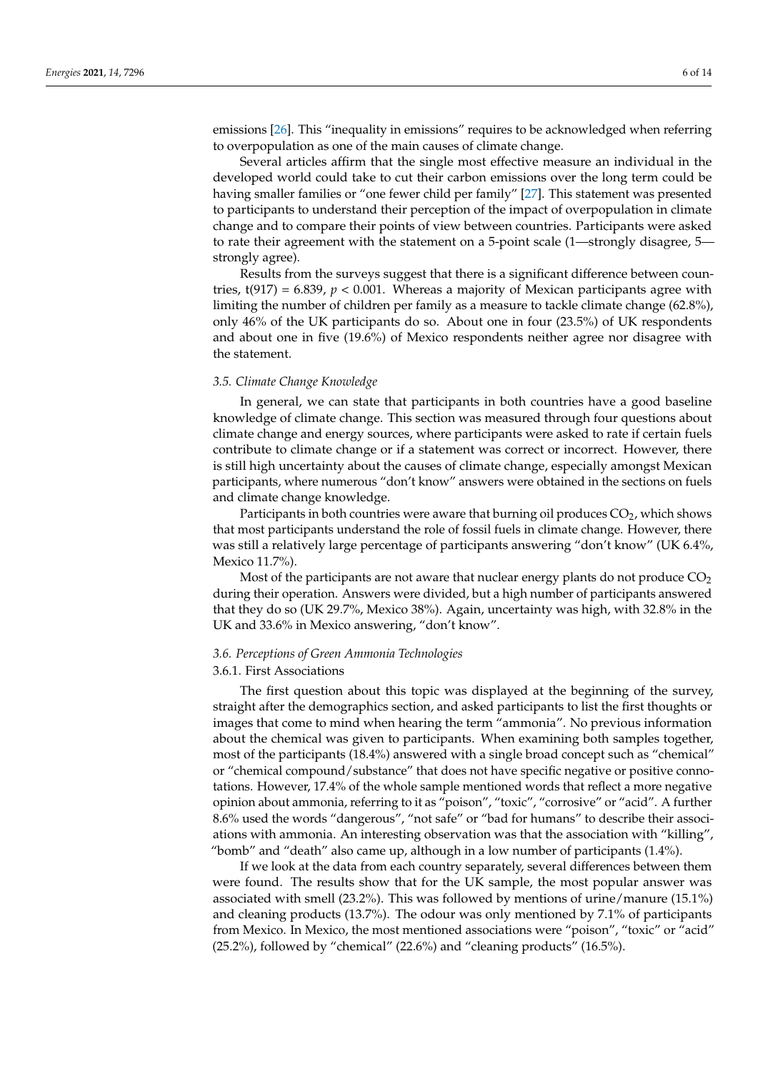emissions [26]. This "inequality in emissions" requires to be acknowledged when referring to overpopulation as one of the main causes of climate change.

Several articles affirm that the single most effective measure an individual in the developed world could take to cut their carbon emissions over the long term could be having smaller families or "one fewer child per family" [27]. This statement was presented to participants to understand their perception of the impact of overpopulation in climate change and to compare their points of view between countries. Participants were asked to rate their agreement with the statement on a 5-point scale (1—strongly disagree, 5—strongly agree).

Results from the surveys suggest that there is a significant difference between countries, $t(917) = 6.839$, $p < 0.001$. Whereas a majority of Mexican participants agree with limiting the number of children per family as a measure to tackle climate change (62.8%), only 46% of the UK participants do so. About one in four (23.5%) of UK respondents and about one in five (19.6%) of Mexico respondents neither agree nor disagree with the statement.

### *3.5. Climate Change Knowledge*

In general, we can state that participants in both countries have a good baseline knowledge of climate change. This section was measured through four questions about climate change and energy sources, where participants were asked to rate if certain fuels contribute to climate change or if a statement was correct or incorrect. However, there is still high uncertainty about the causes of climate change, especially amongst Mexican participants, where numerous "don't know" answers were obtained in the sections on fuels and climate change knowledge.

Participants in both countries were aware that burning oil produces $CO_2$, which shows that most participants understand the role of fossil fuels in climate change. However, there was still a relatively large percentage of participants answering "don't know" (UK 6.4%, Mexico 11.7%).

Most of the participants are not aware that nuclear energy plants do not produce $CO_2$ during their operation. Answers were divided, but a high number of participants answered that they do so (UK 29.7%, Mexico 38%). Again, uncertainty was high, with 32.8% in the UK and 33.6% in Mexico answering, "don't know".

### *3.6. Perceptions of Green Ammonia Technologies*

#### 3.6.1. First Associations

The first question about this topic was displayed at the beginning of the survey, straight after the demographics section, and asked participants to list the first thoughts or images that come to mind when hearing the term "ammonia". No previous information about the chemical was given to participants. When examining both samples together, most of the participants (18.4%) answered with a single broad concept such as "chemical" or "chemical compound/substance" that does not have specific negative or positive connotations. However, 17.4% of the whole sample mentioned words that reflect a more negative opinion about ammonia, referring to it as "poison", "toxic", "corrosive" or "acid". A further 8.6% used the words "dangerous", "not safe" or "bad for humans" to describe their associations with ammonia. An interesting observation was that the association with "killing", "bomb" and "death" also came up, although in a low number of participants (1.4%).

If we look at the data from each country separately, several differences between them were found. The results show that for the UK sample, the most popular answer was associated with smell (23.2%). This was followed by mentions of urine/manure (15.1%) and cleaning products (13.7%). The odour was only mentioned by 7.1% of participants from Mexico. In Mexico, the most mentioned associations were "poison", "toxic" or "acid" (25.2%), followed by "chemical" (22.6%) and "cleaning products" (16.5%).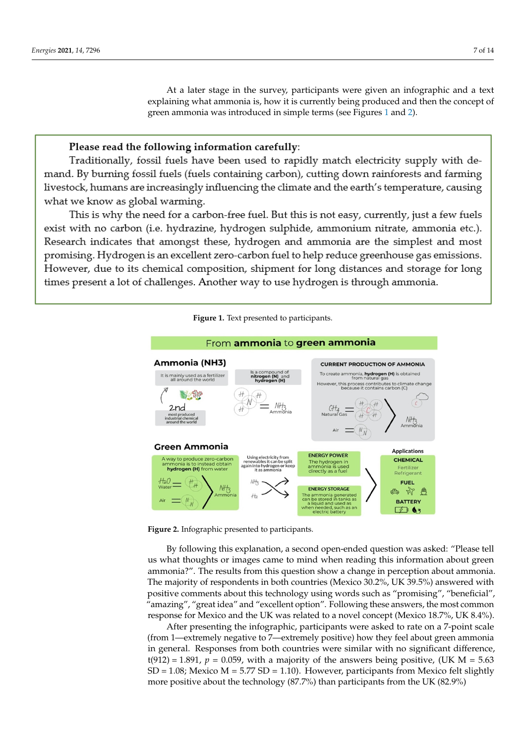At a later stage in the survey, participants were given an infographic and a text explaining what ammonia is, how it is currently being produced and then the concept of green ammonia was introduced in simple terms (see Figures 1 and 2).

> **Please read the following information carefully**:
>
> Traditionally, fossil fuels have been used to rapidly match electricity supply with demand. By burning fossil fuels (fuels containing carbon), cutting down rainforests and farming livestock, humans are increasingly influencing the climate and the earth's temperature, causing what we know as global warming.
>
> This is why the need for a carbon-free fuel. But this is not easy, currently, just a few fuels exist with no carbon (i.e. hydrazine, hydrogen sulphide, ammonium nitrate, ammonia etc.). Research indicates that amongst these, hydrogen and ammonia are the simplest and most promising. Hydrogen is an excellent zero-carbon fuel to help reduce greenhouse gas emissions. However, due to its chemical composition, shipment for long distances and storage for long times present a lot of challenges. Another way to use hydrogen is through ammonia.

**Figure 1.** Text presented to participants.

**Figure 2.** Infographic presented to participants.

By following this explanation, a second open-ended question was asked: "Please tell us what thoughts or images came to mind when reading this information about green ammonia?". The results from this question show a change in perception about ammonia. The majority of respondents in both countries (Mexico 30.2%, UK 39.5%) answered with positive comments about this technology using words such as "promising", "beneficial", "amazing", "great idea" and "excellent option". Following these answers, the most common response for Mexico and the UK was related to a novel concept (Mexico 18.7%, UK 8.4%).

After presenting the infographic, participants were asked to rate on a 7-point scale (from 1—extremely negative to 7—extremely positive) how they feel about green ammonia in general. Responses from both countries were similar with no significant difference, $t(912) = 1.891$, $p = 0.059$, with a majority of the answers being positive, (UK $M = 5.63$ $SD = 1.08$; Mexico $M = 5.77$ $SD = 1.10$). However, participants from Mexico felt slightly more positive about the technology (87.7%) than participants from the UK (82.9%)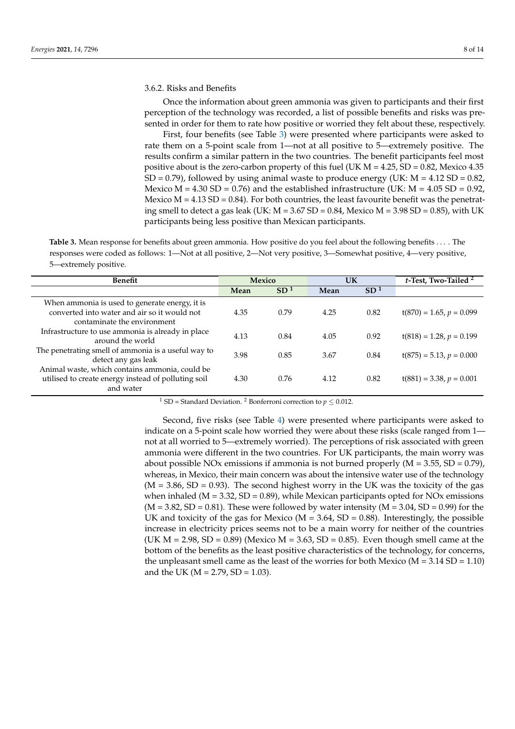#### 3.6.2. Risks and Benefits

Once the information about green ammonia was given to participants and their first perception of the technology was recorded, a list of possible benefits and risks was presented in order for them to rate how positive or worried they felt about these, respectively.

First, four benefits (see Table 3) were presented where participants were asked to rate them on a 5-point scale from 1—not at all positive to 5—extremely positive. The results confirm a similar pattern in the two countries. The benefit participants feel most positive about is the zero-carbon property of this fuel (UK M = 4.25, SD = 0.82, Mexico 4.35 SD = 0.79), followed by using animal waste to produce energy (UK: M = 4.12 SD = 0.82, Mexico M = 4.30 SD = 0.76) and the established infrastructure (UK: M = 4.05 SD = 0.92, Mexico M = 4.13 SD = 0.84). For both countries, the least favourite benefit was the penetrating smell to detect a gas leak (UK: M = 3.67 SD = 0.84, Mexico M = 3.98 SD = 0.85), with UK participants being less positive than Mexican participants.

**Table 3.** Mean response for benefits about green ammonia. How positive do you feel about the following benefits . . . . The responses were coded as follows: 1—Not at all positive, 2—Not very positive, 3—Somewhat positive, 4—very positive, 5—extremely positive.

| Benefit | Mexico | | UK | | *t*-Test, Two-Tailed [2] |
|---|---|---|---|---|---|
| | Mean | SD [1] | Mean | SD [1] | |
| When ammonia is used to generate energy, it is converted into water and air so it would not contaminate the environment | 4.35 | 0.79 | 4.25 | 0.82 | $t(870) = 1.65$, $p = 0.099$ |
| Infrastructure to use ammonia is already in place around the world | 4.13 | 0.84 | 4.05 | 0.92 | $t(818) = 1.28$, $p = 0.199$ |
| The penetrating smell of ammonia is a useful way to detect any gas leak | 3.98 | 0.85 | 3.67 | 0.84 | $t(875) = 5.13$, $p = 0.000$ |
| Animal waste, which contains ammonia, could be utilised to create energy instead of polluting soil and water | 4.30 | 0.76 | 4.12 | 0.82 | $t(881) = 3.38$, $p = 0.001$ |

[1] SD = Standard Deviation. [2] Bonferroni correction to $p \leq 0.012$.

Second, five risks (see Table 4) were presented where participants were asked to indicate on a 5-point scale how worried they were about these risks (scale ranged from 1—not at all worried to 5—extremely worried). The perceptions of risk associated with green ammonia were different in the two countries. For UK participants, the main worry was about possible NOx emissions if ammonia is not burned properly (M = 3.55, SD = 0.79), whereas, in Mexico, their main concern was about the intensive water use of the technology (M = 3.86, SD = 0.93). The second highest worry in the UK was the toxicity of the gas when inhaled (M = 3.32, SD = 0.89), while Mexican participants opted for NOx emissions (M = 3.82, SD = 0.81). These were followed by water intensity (M = 3.04, SD = 0.99) for the UK and toxicity of the gas for Mexico (M = 3.64, SD = 0.88). Interestingly, the possible increase in electricity prices seems not to be a main worry for neither of the countries (UK M = 2.98, SD = 0.89) (Mexico M = 3.63, SD = 0.85). Even though smell came at the bottom of the benefits as the least positive characteristics of the technology, for concerns, the unpleasant smell came as the least of the worries for both Mexico (M = 3.14 SD = 1.10) and the UK (M = 2.79, SD = 1.03).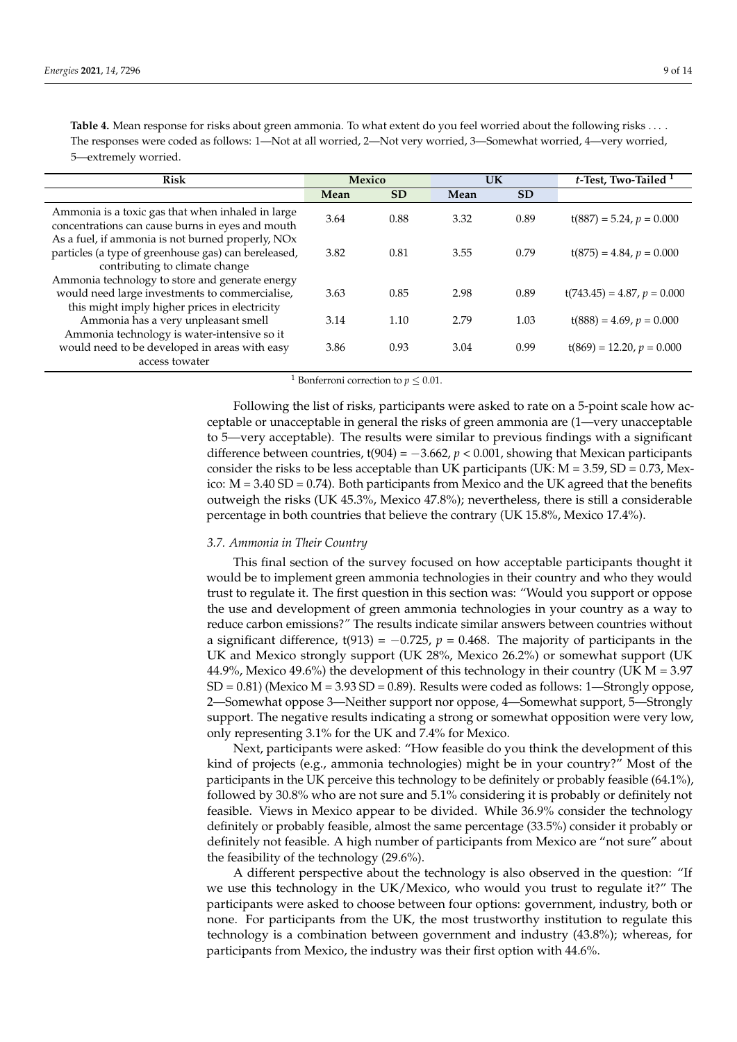**Table 4.** Mean response for risks about green ammonia. To what extent do you feel worried about the following risks . . . . The responses were coded as follows: 1—Not at all worried, 2—Not very worried, 3—Somewhat worried, 4—very worried, 5—extremely worried.

| Risk | Mexico | | UK | | *t*-Test, Two-Tailed [1] |
|---|---|---|---|---|---|
| | Mean | SD | Mean | SD | |
| Ammonia is a toxic gas that when inhaled in large concentrations can cause burns in eyes and mouth | 3.64 | 0.88 | 3.32 | 0.89 | $t(887) = 5.24$, $p = 0.000$ |
| As a fuel, if ammonia is not burned properly, NOx particles (a type of greenhouse gas) can bereleased, contributing to climate change | 3.82 | 0.81 | 3.55 | 0.79 | $t(875) = 4.84$, $p = 0.000$ |
| Ammonia technology to store and generate energy would need large investments to commercialise, this might imply higher prices in electricity | 3.63 | 0.85 | 2.98 | 0.89 | $t(743.45) = 4.87$, $p = 0.000$ |
| Ammonia has a very unpleasant smell | 3.14 | 1.10 | 2.79 | 1.03 | $t(888) = 4.69$, $p = 0.000$ |
| Ammonia technology is water-intensive so it would need to be developed in areas with easy access towater | 3.86 | 0.93 | 3.04 | 0.99 | $t(869) = 12.20$, $p = 0.000$ |

[1] Bonferroni correction to $p \leq 0.01$.

Following the list of risks, participants were asked to rate on a 5-point scale how acceptable or unacceptable in general the risks of green ammonia are (1—very unacceptable to 5—very acceptable). The results were similar to previous findings with a significant difference between countries, $t(904) = -3.662$, $p < 0.001$, showing that Mexican participants consider the risks to be less acceptable than UK participants (UK: M = 3.59, SD = 0.73, Mexico: M = 3.40 SD = 0.74). Both participants from Mexico and the UK agreed that the benefits outweigh the risks (UK 45.3%, Mexico 47.8%); nevertheless, there is still a considerable percentage in both countries that believe the contrary (UK 15.8%, Mexico 17.4%).

### 3.7. Ammonia in Their Country

This final section of the survey focused on how acceptable participants thought it would be to implement green ammonia technologies in their country and who they would trust to regulate it. The first question in this section was: "Would you support or oppose the use and development of green ammonia technologies in your country as a way to reduce carbon emissions?" The results indicate similar answers between countries without a significant difference, $t(913) = -0.725$, $p = 0.468$. The majority of participants in the UK and Mexico strongly support (UK 28%, Mexico 26.2%) or somewhat support (UK 44.9%, Mexico 49.6%) the development of this technology in their country (UK M = 3.97 SD = 0.81) (Mexico M = 3.93 SD = 0.89). Results were coded as follows: 1—Strongly oppose, 2—Somewhat oppose 3—Neither support nor oppose, 4—Somewhat support, 5—Strongly support. The negative results indicating a strong or somewhat opposition were very low, only representing 3.1% for the UK and 7.4% for Mexico.

Next, participants were asked: "How feasible do you think the development of this kind of projects (e.g., ammonia technologies) might be in your country?" Most of the participants in the UK perceive this technology to be definitely or probably feasible (64.1%), followed by 30.8% who are not sure and 5.1% considering it is probably or definitely not feasible. Views in Mexico appear to be divided. While 36.9% consider the technology definitely or probably feasible, almost the same percentage (33.5%) consider it probably or definitely not feasible. A high number of participants from Mexico are "not sure" about the feasibility of the technology (29.6%).

A different perspective about the technology is also observed in the question: "If we use this technology in the UK/Mexico, who would you trust to regulate it?" The participants were asked to choose between four options: government, industry, both or none. For participants from the UK, the most trustworthy institution to regulate this technology is a combination between government and industry (43.8%); whereas, for participants from Mexico, the industry was their first option with 44.6%.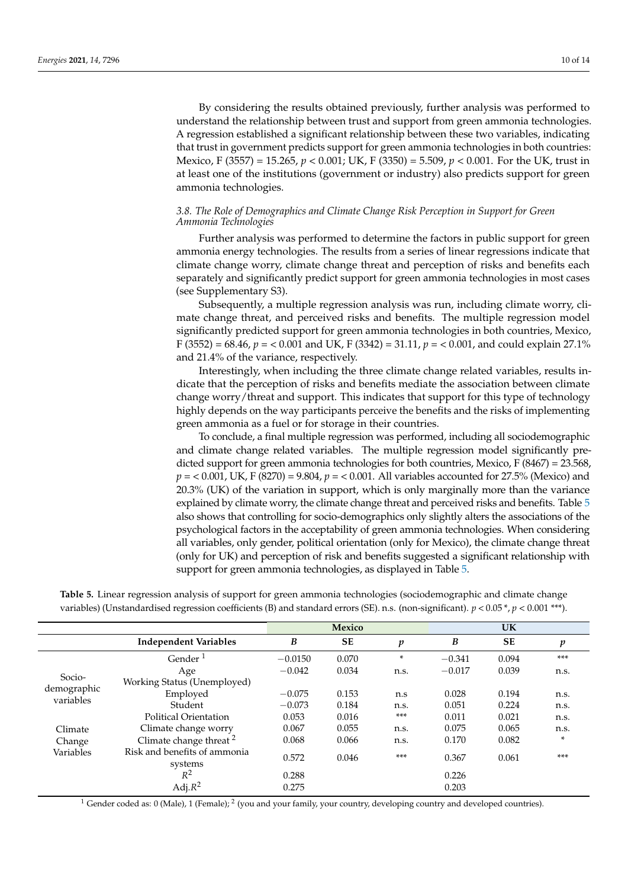By considering the results obtained previously, further analysis was performed to understand the relationship between trust and support from green ammonia technologies. A regression established a significant relationship between these two variables, indicating that trust in government predicts support for green ammonia technologies in both countries: Mexico, $F(3557) = 15.265$, $p < 0.001$; UK, $F(3350) = 5.509$, $p < 0.001$. For the UK, trust in at least one of the institutions (government or industry) also predicts support for green ammonia technologies.

### *3.8. The Role of Demographics and Climate Change Risk Perception in Support for Green Ammonia Technologies*

Further analysis was performed to determine the factors in public support for green ammonia energy technologies. The results from a series of linear regressions indicate that climate change worry, climate change threat and perception of risks and benefits each separately and significantly predict support for green ammonia technologies in most cases (see Supplementary S3).

Subsequently, a multiple regression analysis was run, including climate worry, climate change threat, and perceived risks and benefits. The multiple regression model significantly predicted support for green ammonia technologies in both countries, Mexico, $F(3552) = 68.46$, $p = < 0.001$ and UK, $F(3342) = 31.11$, $p = < 0.001$, and could explain 27.1% and 21.4% of the variance, respectively.

Interestingly, when including the three climate change related variables, results indicate that the perception of risks and benefits mediate the association between climate change worry/threat and support. This indicates that support for this type of technology highly depends on the way participants perceive the benefits and the risks of implementing green ammonia as a fuel or for storage in their countries.

To conclude, a final multiple regression was performed, including all sociodemographic and climate change related variables. The multiple regression model significantly predicted support for green ammonia technologies for both countries, Mexico, $F(8467) = 23.568$, $p = < 0.001$, UK, $F(8270) = 9.804$, $p = < 0.001$. All variables accounted for 27.5% (Mexico) and 20.3% (UK) of the variation in support, which is only marginally more than the variance explained by climate worry, the climate change threat and perceived risks and benefits. Table 5 also shows that controlling for socio-demographics only slightly alters the associations of the psychological factors in the acceptability of green ammonia technologies. When considering all variables, only gender, political orientation (only for Mexico), the climate change threat (only for UK) and perception of risk and benefits suggested a significant relationship with support for green ammonia technologies, as displayed in Table 5.

**Table 5.** Linear regression analysis of support for green ammonia technologies (sociodemographic and climate change variables) (Unstandardised regression coefficients (B) and standard errors (SE). n.s. (non-significant). $p < 0.05$ *, $p < 0.001$ ***).

| | | Mexico | | | UK | | |
|---|---|---|---|---|---|---|---|
| | **Independent Variables** | ***B*** | **SE** | ***p*** | ***B*** | **SE** | ***p*** |
| Socio-demographic variables | Gender [1] | −0.0150 | 0.070 | * | −0.341 | 0.094 | *** |
| | Age | −0.042 | 0.034 | n.s. | −0.017 | 0.039 | n.s. |
| | Working Status (Unemployed) | | | | | | |
| | Employed | −0.075 | 0.153 | n.s | 0.028 | 0.194 | n.s. |
| | Student | −0.073 | 0.184 | n.s. | 0.051 | 0.224 | n.s. |
| | Political Orientation | 0.053 | 0.016 | *** | 0.011 | 0.021 | n.s. |
| Climate Change Variables | Climate change worry | 0.067 | 0.055 | n.s. | 0.075 | 0.065 | n.s. |
| | Climate change threat [2] | 0.068 | 0.066 | n.s. | 0.170 | 0.082 | * |
| | Risk and benefits of ammonia systems | 0.572 | 0.046 | *** | 0.367 | 0.061 | *** |
| | $R^2$ | 0.288 | | | 0.226 | | |
| | Adj. $R^2$ | 0.275 | | | 0.203 | | |

[1] Gender coded as: 0 (Male), 1 (Female); [2] (you and your family, your country, developing country and developed countries).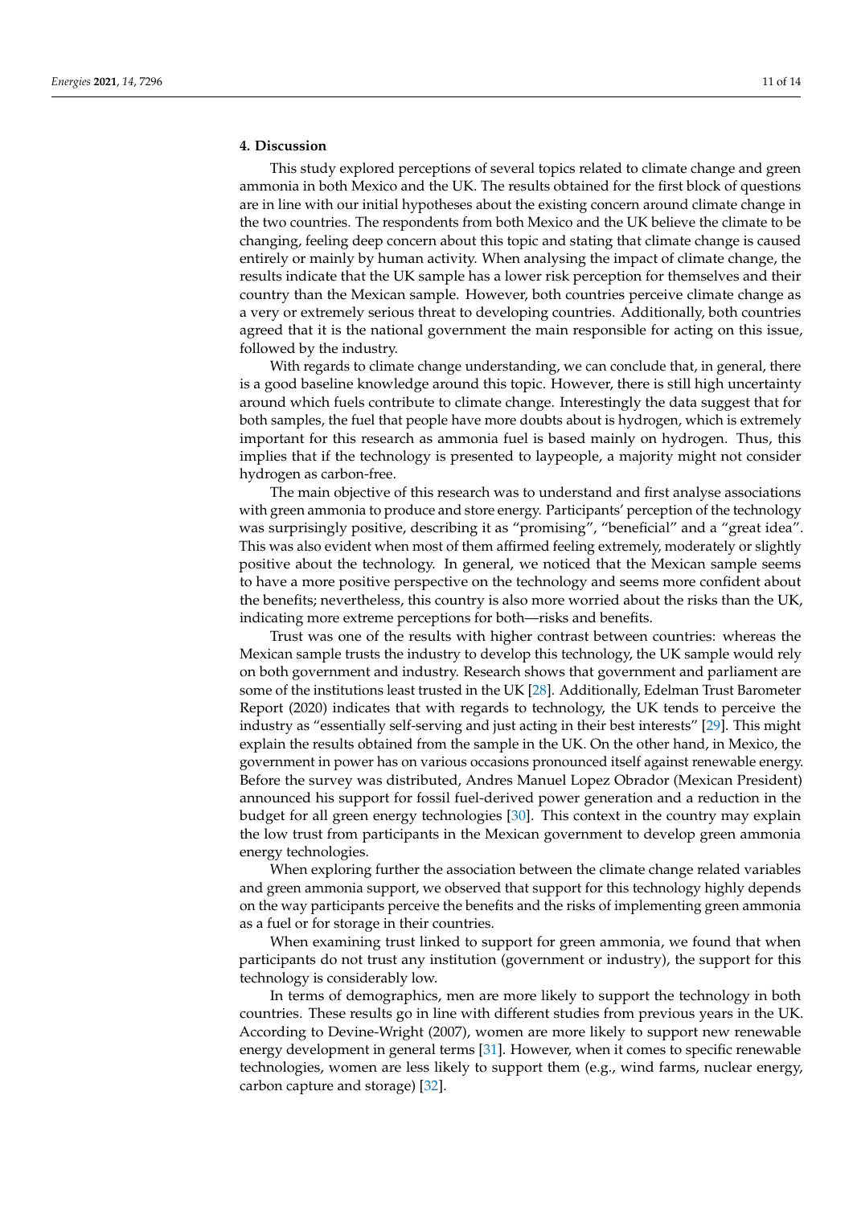## 4. Discussion

This study explored perceptions of several topics related to climate change and green ammonia in both Mexico and the UK. The results obtained for the first block of questions are in line with our initial hypotheses about the existing concern around climate change in the two countries. The respondents from both Mexico and the UK believe the climate to be changing, feeling deep concern about this topic and stating that climate change is caused entirely or mainly by human activity. When analysing the impact of climate change, the results indicate that the UK sample has a lower risk perception for themselves and their country than the Mexican sample. However, both countries perceive climate change as a very or extremely serious threat to developing countries. Additionally, both countries agreed that it is the national government the main responsible for acting on this issue, followed by the industry.

With regards to climate change understanding, we can conclude that, in general, there is a good baseline knowledge around this topic. However, there is still high uncertainty around which fuels contribute to climate change. Interestingly the data suggest that for both samples, the fuel that people have more doubts about is hydrogen, which is extremely important for this research as ammonia fuel is based mainly on hydrogen. Thus, this implies that if the technology is presented to laypeople, a majority might not consider hydrogen as carbon-free.

The main objective of this research was to understand and first analyse associations with green ammonia to produce and store energy. Participants' perception of the technology was surprisingly positive, describing it as "promising", "beneficial" and a "great idea". This was also evident when most of them affirmed feeling extremely, moderately or slightly positive about the technology. In general, we noticed that the Mexican sample seems to have a more positive perspective on the technology and seems more confident about the benefits; nevertheless, this country is also more worried about the risks than the UK, indicating more extreme perceptions for both—risks and benefits.

Trust was one of the results with higher contrast between countries: whereas the Mexican sample trusts the industry to develop this technology, the UK sample would rely on both government and industry. Research shows that government and parliament are some of the institutions least trusted in the UK [28]. Additionally, Edelman Trust Barometer Report (2020) indicates that with regards to technology, the UK tends to perceive the industry as "essentially self-serving and just acting in their best interests" [29]. This might explain the results obtained from the sample in the UK. On the other hand, in Mexico, the government in power has on various occasions pronounced itself against renewable energy. Before the survey was distributed, Andres Manuel Lopez Obrador (Mexican President) announced his support for fossil fuel-derived power generation and a reduction in the budget for all green energy technologies [30]. This context in the country may explain the low trust from participants in the Mexican government to develop green ammonia energy technologies.

When exploring further the association between the climate change related variables and green ammonia support, we observed that support for this technology highly depends on the way participants perceive the benefits and the risks of implementing green ammonia as a fuel or for storage in their countries.

When examining trust linked to support for green ammonia, we found that when participants do not trust any institution (government or industry), the support for this technology is considerably low.

In terms of demographics, men are more likely to support the technology in both countries. These results go in line with different studies from previous years in the UK. According to Devine-Wright (2007), women are more likely to support new renewable energy development in general terms [31]. However, when it comes to specific renewable technologies, women are less likely to support them (e.g., wind farms, nuclear energy, carbon capture and storage) [32].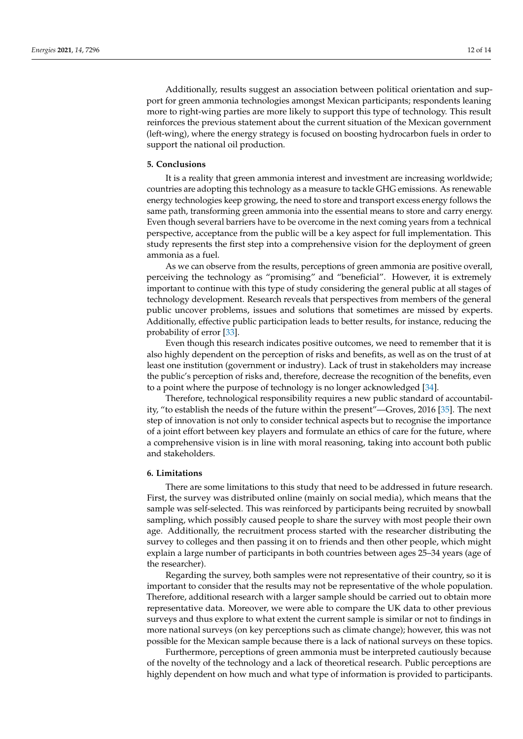Additionally, results suggest an association between political orientation and support for green ammonia technologies amongst Mexican participants; respondents leaning more to right-wing parties are more likely to support this type of technology. This result reinforces the previous statement about the current situation of the Mexican government (left-wing), where the energy strategy is focused on boosting hydrocarbon fuels in order to support the national oil production.

## 5. Conclusions

It is a reality that green ammonia interest and investment are increasing worldwide; countries are adopting this technology as a measure to tackle GHG emissions. As renewable energy technologies keep growing, the need to store and transport excess energy follows the same path, transforming green ammonia into the essential means to store and carry energy. Even though several barriers have to be overcome in the next coming years from a technical perspective, acceptance from the public will be a key aspect for full implementation. This study represents the first step into a comprehensive vision for the deployment of green ammonia as a fuel.

As we can observe from the results, perceptions of green ammonia are positive overall, perceiving the technology as "promising" and "beneficial". However, it is extremely important to continue with this type of study considering the general public at all stages of technology development. Research reveals that perspectives from members of the general public uncover problems, issues and solutions that sometimes are missed by experts. Additionally, effective public participation leads to better results, for instance, reducing the probability of error [33].

Even though this research indicates positive outcomes, we need to remember that it is also highly dependent on the perception of risks and benefits, as well as on the trust of at least one institution (government or industry). Lack of trust in stakeholders may increase the public's perception of risks and, therefore, decrease the recognition of the benefits, even to a point where the purpose of technology is no longer acknowledged [34].

Therefore, technological responsibility requires a new public standard of accountability, "to establish the needs of the future within the present"—Groves, 2016 [35]. The next step of innovation is not only to consider technical aspects but to recognise the importance of a joint effort between key players and formulate an ethics of care for the future, where a comprehensive vision is in line with moral reasoning, taking into account both public and stakeholders.

## 6. Limitations

There are some limitations to this study that need to be addressed in future research. First, the survey was distributed online (mainly on social media), which means that the sample was self-selected. This was reinforced by participants being recruited by snowball sampling, which possibly caused people to share the survey with most people their own age. Additionally, the recruitment process started with the researcher distributing the survey to colleges and then passing it on to friends and then other people, which might explain a large number of participants in both countries between ages 25–34 years (age of the researcher).

Regarding the survey, both samples were not representative of their country, so it is important to consider that the results may not be representative of the whole population. Therefore, additional research with a larger sample should be carried out to obtain more representative data. Moreover, we were able to compare the UK data to other previous surveys and thus explore to what extent the current sample is similar or not to findings in more national surveys (on key perceptions such as climate change); however, this was not possible for the Mexican sample because there is a lack of national surveys on these topics.

Furthermore, perceptions of green ammonia must be interpreted cautiously because of the novelty of the technology and a lack of theoretical research. Public perceptions are highly dependent on how much and what type of information is provided to participants.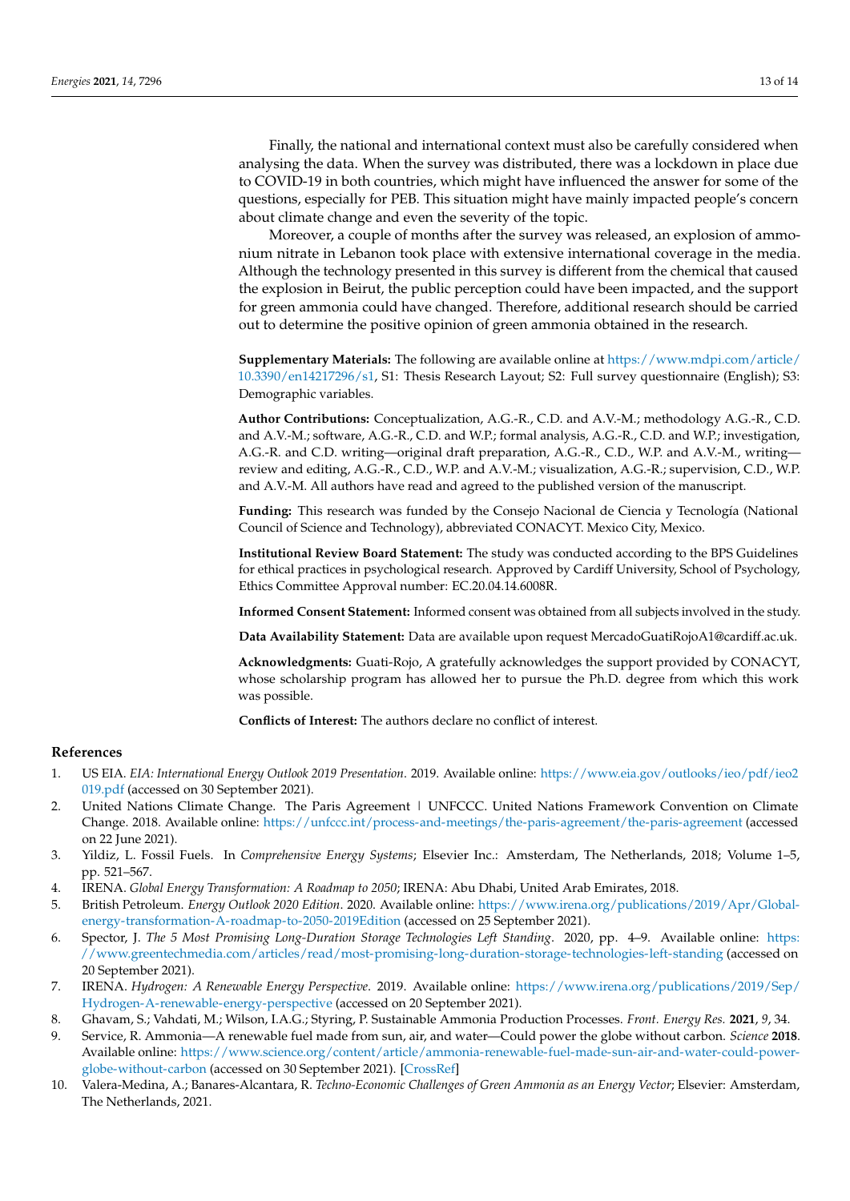Finally, the national and international context must also be carefully considered when analysing the data. When the survey was distributed, there was a lockdown in place due to COVID-19 in both countries, which might have influenced the answer for some of the questions, especially for PEB. This situation might have mainly impacted people's concern about climate change and even the severity of the topic.

Moreover, a couple of months after the survey was released, an explosion of ammonium nitrate in Lebanon took place with extensive international coverage in the media. Although the technology presented in this survey is different from the chemical that caused the explosion in Beirut, the public perception could have been impacted, and the support for green ammonia could have changed. Therefore, additional research should be carried out to determine the positive opinion of green ammonia obtained in the research.

**Supplementary Materials:** The following are available online at https://www.mdpi.com/article/10.3390/en14217296/s1, S1: Thesis Research Layout; S2: Full survey questionnaire (English); S3: Demographic variables.

**Author Contributions:** Conceptualization, A.G.-R., C.D. and A.V.-M.; methodology A.G.-R., C.D. and A.V.-M.; software, A.G.-R., C.D. and W.P.; formal analysis, A.G.-R., C.D. and W.P.; investigation, A.G.-R. and C.D. writing—original draft preparation, A.G.-R., C.D., W.P. and A.V.-M., writing—review and editing, A.G.-R., C.D., W.P. and A.V.-M.; visualization, A.G.-R.; supervision, C.D., W.P. and A.V.-M. All authors have read and agreed to the published version of the manuscript.

**Funding:** This research was funded by the Consejo Nacional de Ciencia y Tecnología (National Council of Science and Technology), abbreviated CONACYT. Mexico City, Mexico.

**Institutional Review Board Statement:** The study was conducted according to the BPS Guidelines for ethical practices in psychological research. Approved by Cardiff University, School of Psychology, Ethics Committee Approval number: EC.20.04.14.6008R.

**Informed Consent Statement:** Informed consent was obtained from all subjects involved in the study.

**Data Availability Statement:** Data are available upon request MercadoGuatiRojoA1@cardiff.ac.uk.

**Acknowledgments:** Guati-Rojo, A gratefully acknowledges the support provided by CONACYT, whose scholarship program has allowed her to pursue the Ph.D. degree from which this work was possible.

**Conflicts of Interest:** The authors declare no conflict of interest.

## References

1. US EIA. *EIA: International Energy Outlook 2019 Presentation*. 2019. Available online: https://www.eia.gov/outlooks/ieo/pdf/ieo2019.pdf (accessed on 30 September 2021).
2. United Nations Climate Change. The Paris Agreement | UNFCCC. United Nations Framework Convention on Climate Change. 2018. Available online: https://unfccc.int/process-and-meetings/the-paris-agreement/the-paris-agreement (accessed on 22 June 2021).
3. Yildiz, L. Fossil Fuels. In *Comprehensive Energy Systems*; Elsevier Inc.: Amsterdam, The Netherlands, 2018; Volume 1–5, pp. 521–567.
4. IRENA. *Global Energy Transformation: A Roadmap to 2050*; IRENA: Abu Dhabi, United Arab Emirates, 2018.
5. British Petroleum. *Energy Outlook 2020 Edition*. 2020. Available online: https://www.irena.org/publications/2019/Apr/Global-energy-transformation-A-roadmap-to-2050-2019Edition (accessed on 25 September 2021).
6. Spector, J. *The 5 Most Promising Long-Duration Storage Technologies Left Standing*. 2020, pp. 4–9. Available online: https://www.greentechmedia.com/articles/read/most-promising-long-duration-storage-technologies-left-standing (accessed on 20 September 2021).
7. IRENA. *Hydrogen: A Renewable Energy Perspective*. 2019. Available online: https://www.irena.org/publications/2019/Sep/Hydrogen-A-renewable-energy-perspective (accessed on 20 September 2021).
8. Ghavam, S.; Vahdati, M.; Wilson, I.A.G.; Styring, P. Sustainable Ammonia Production Processes. *Front. Energy Res.* **2021**, *9*, 34.
9. Service, R. Ammonia—A renewable fuel made from sun, air, and water—Could power the globe without carbon. *Science* **2018**. Available online: https://www.science.org/content/article/ammonia-renewable-fuel-made-sun-air-and-water-could-power-globe-without-carbon (accessed on 30 September 2021). [CrossRef]
10. Valera-Medina, A.; Banares-Alcantara, R. *Techno-Economic Challenges of Green Ammonia as an Energy Vector*; Elsevier: Amsterdam, The Netherlands, 2021.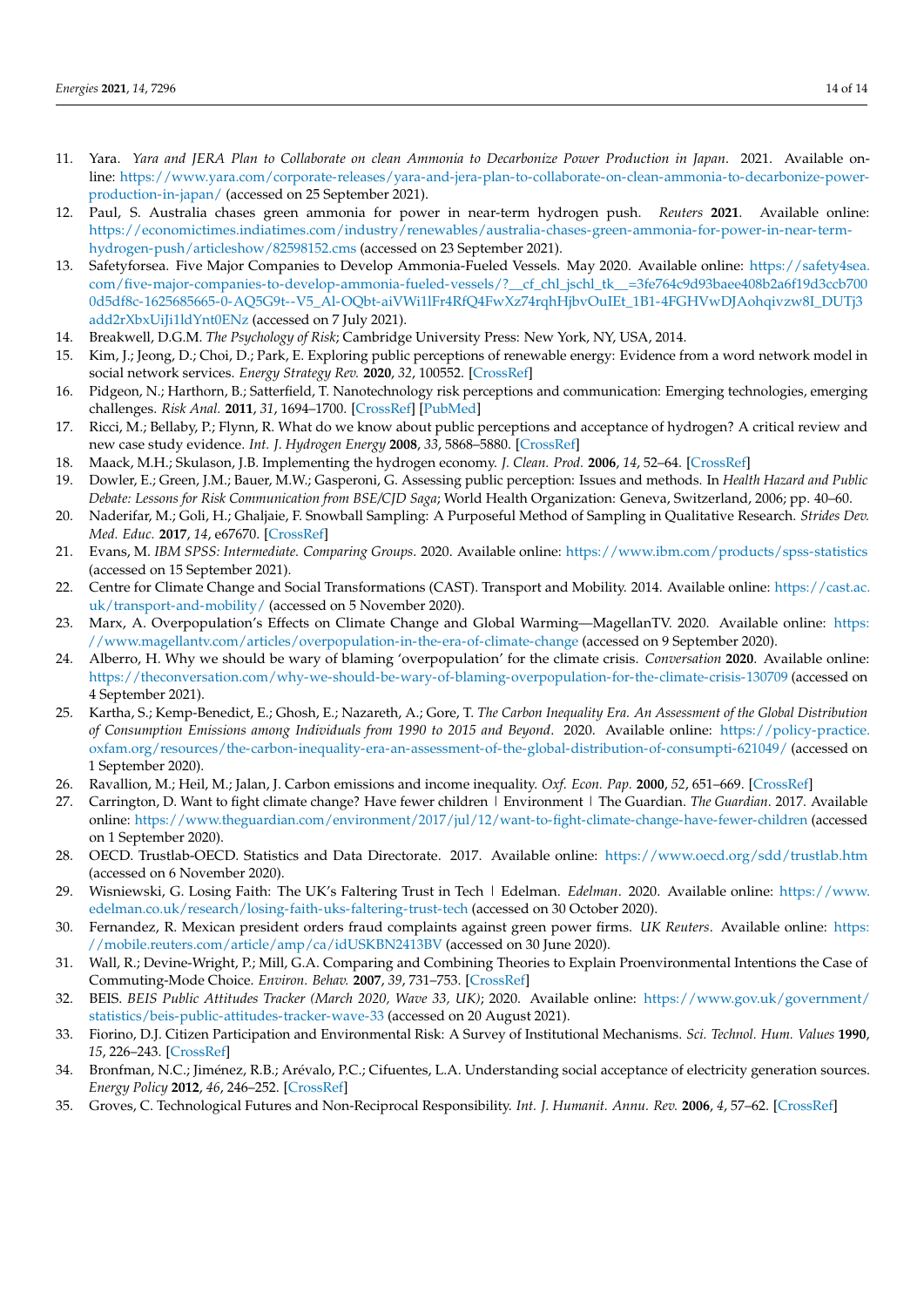11. Yara. *Yara and JERA Plan to Collaborate on clean Ammonia to Decarbonize Power Production in Japan*. 2021. Available online: https://www.yara.com/corporate-releases/yara-and-jera-plan-to-collaborate-on-clean-ammonia-to-decarbonize-power-production-in-japan/ (accessed on 25 September 2021).
12. Paul, S. Australia chases green ammonia for power in near-term hydrogen push. *Reuters* **2021**. Available online: https://economictimes.indiatimes.com/industry/renewables/australia-chases-green-ammonia-for-power-in-near-term-hydrogen-push/articleshow/82598152.cms (accessed on 23 September 2021).
13. Safetyforsea. Five Major Companies to Develop Ammonia-Fueled Vessels. May 2020. Available online: https://safety4sea.com/five-major-companies-to-develop-ammonia-fueled-vessels/?__cf_chl_jschl_tk__=3fe764c9d93baee408b2a6f19d3ccb7000d5df8c-1625685665-0-AQ5G9t--V5_Al-OQbt-aiVWi1lFr4RfQ4FwXz74rqhHjbvOuIEt_1B1-4FGHVwDJAohqivzw8I_DUTj3add2rXbxUiJi1ldYnt0ENz (accessed on 7 July 2021).
14. Breakwell, D.G.M. *The Psychology of Risk*; Cambridge University Press: New York, NY, USA, 2014.
15. Kim, J.; Jeong, D.; Choi, D.; Park, E. Exploring public perceptions of renewable energy: Evidence from a word network model in social network services. *Energy Strategy Rev.* **2020**, *32*, 100552. [CrossRef]
16. Pidgeon, N.; Harthorn, B.; Satterfield, T. Nanotechnology risk perceptions and communication: Emerging technologies, emerging challenges. *Risk Anal.* **2011**, *31*, 1694–1700. [CrossRef] [PubMed]
17. Ricci, M.; Bellaby, P.; Flynn, R. What do we know about public perceptions and acceptance of hydrogen? A critical review and new case study evidence. *Int. J. Hydrogen Energy* **2008**, *33*, 5868–5880. [CrossRef]
18. Maack, M.H.; Skulason, J.B. Implementing the hydrogen economy. *J. Clean. Prod.* **2006**, *14*, 52–64. [CrossRef]
19. Dowler, E.; Green, J.M.; Bauer, M.W.; Gasperoni, G. Assessing public perception: Issues and methods. In *Health Hazard and Public Debate: Lessons for Risk Communication from BSE/CJD Saga*; World Health Organization: Geneva, Switzerland, 2006; pp. 40–60.
20. Naderifar, M.; Goli, H.; Ghaljaie, F. Snowball Sampling: A Purposeful Method of Sampling in Qualitative Research. *Strides Dev. Med. Educ.* **2017**, *14*, e67670. [CrossRef]
21. Evans, M. *IBM SPSS: Intermediate. Comparing Groups*. 2020. Available online: https://www.ibm.com/products/spss-statistics (accessed on 15 September 2021).
22. Centre for Climate Change and Social Transformations (CAST). Transport and Mobility. 2014. Available online: https://cast.ac.uk/transport-and-mobility/ (accessed on 5 November 2020).
23. Marx, A. Overpopulation's Effects on Climate Change and Global Warming—MagellanTV. 2020. Available online: https://www.magellantv.com/articles/overpopulation-in-the-era-of-climate-change (accessed on 9 September 2020).
24. Alberro, H. Why we should be wary of blaming 'overpopulation' for the climate crisis. *Conversation* **2020**. Available online: https://theconversation.com/why-we-should-be-wary-of-blaming-overpopulation-for-the-climate-crisis-130709 (accessed on 4 September 2021).
25. Kartha, S.; Kemp-Benedict, E.; Ghosh, E.; Nazareth, A.; Gore, T. *The Carbon Inequality Era. An Assessment of the Global Distribution of Consumption Emissions among Individuals from 1990 to 2015 and Beyond*. 2020. Available online: https://policy-practice.oxfam.org/resources/the-carbon-inequality-era-an-assessment-of-the-global-distribution-of-consumpti-621049/ (accessed on 1 September 2020).
26. Ravallion, M.; Heil, M.; Jalan, J. Carbon emissions and income inequality. *Oxf. Econ. Pap.* **2000**, *52*, 651–669. [CrossRef]
27. Carrington, D. Want to fight climate change? Have fewer children | Environment | The Guardian. *The Guardian*. 2017. Available online: https://www.theguardian.com/environment/2017/jul/12/want-to-fight-climate-change-have-fewer-children (accessed on 1 September 2020).
28. OECD. Trustlab-OECD. Statistics and Data Directorate. 2017. Available online: https://www.oecd.org/sdd/trustlab.htm (accessed on 6 November 2020).
29. Wisniewski, G. Losing Faith: The UK's Faltering Trust in Tech | Edelman. *Edelman*. 2020. Available online: https://www.edelman.co.uk/research/losing-faith-uks-faltering-trust-tech (accessed on 30 October 2020).
30. Fernandez, R. Mexican president orders fraud complaints against green power firms. *UK Reuters*. Available online: https://mobile.reuters.com/article/amp/ca/idUSKBN2413BV (accessed on 30 June 2020).
31. Wall, R.; Devine-Wright, P.; Mill, G.A. Comparing and Combining Theories to Explain Proenvironmental Intentions the Case of Commuting-Mode Choice. *Environ. Behav.* **2007**, *39*, 731–753. [CrossRef]
32. BEIS. *BEIS Public Attitudes Tracker (March 2020, Wave 33, UK)*; 2020. Available online: https://www.gov.uk/government/statistics/beis-public-attitudes-tracker-wave-33 (accessed on 20 August 2021).
33. Fiorino, D.J. Citizen Participation and Environmental Risk: A Survey of Institutional Mechanisms. *Sci. Technol. Hum. Values* **1990**, *15*, 226–243. [CrossRef]
34. Bronfman, N.C.; Jiménez, R.B.; Arévalo, P.C.; Cifuentes, L.A. Understanding social acceptance of electricity generation sources. *Energy Policy* **2012**, *46*, 246–252. [CrossRef]
35. Groves, C. Technological Futures and Non-Reciprocal Responsibility. *Int. J. Humanit. Annu. Rev.* **2006**, *4*, 57–62. [CrossRef]